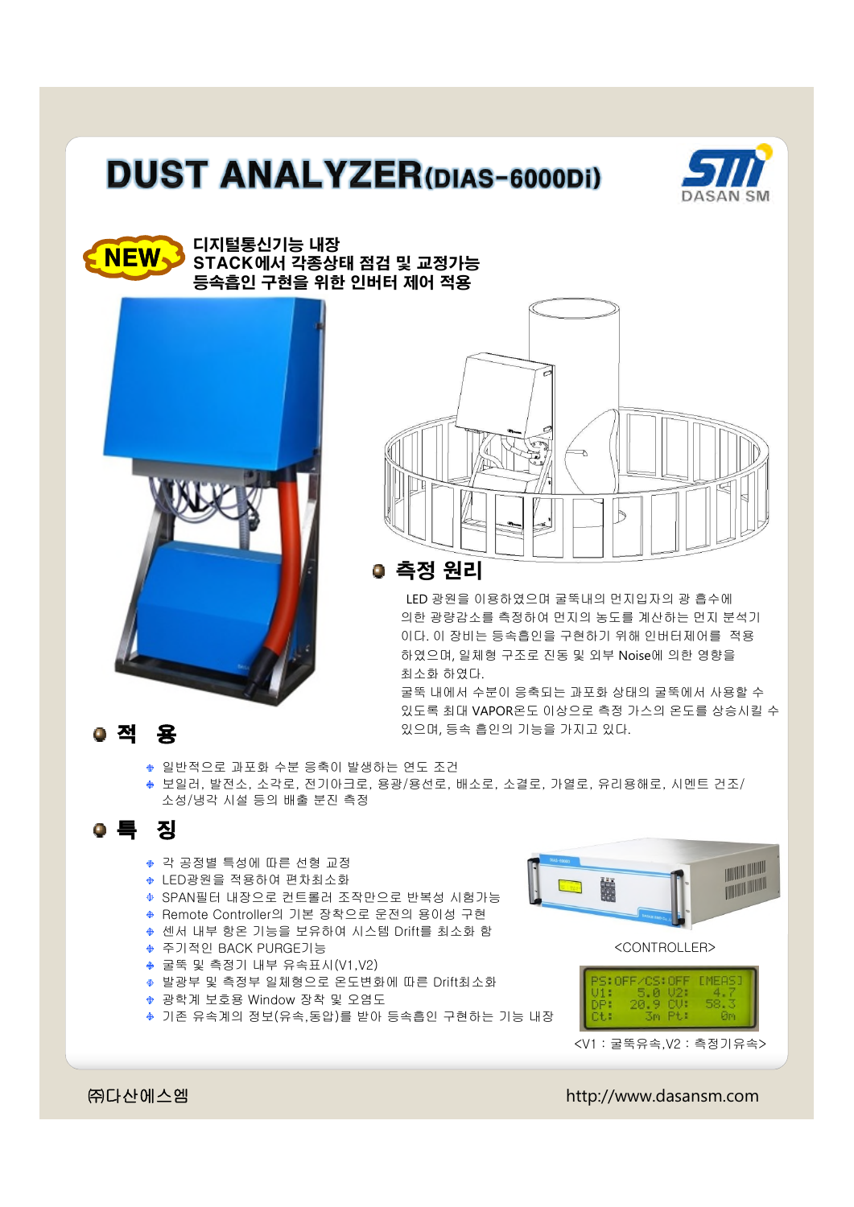# DUST ANALYZER(DIAS-6000Di)

DASAN SM

NEW

**디지털통신기능 내장**
**STACK에서 각종상태 점검 및 교정가능**
**등속흡인 구현을 위한 인버터 제어 적용**

## 측정 원리

LED 광원을 이용하였으며 굴뚝내의 먼지입자의 광 흡수에 의한 광량감소를 측정하여 먼지의 농도를 계산하는 먼지 분석기 이다. 이 장비는 등속흡인을 구현하기 위해 인버터제어를 적용 하였으며, 일체형 구조로 진동 및 외부 Noise에 의한 영향을 최소화 하였다.
굴뚝 내에서 수분이 응축되는 과포화 상태의 굴뚝에서 사용할 수 있도록 최대 VAPOR온도 이상으로 측정 가스의 온도를 상승시킬 수 있으며, 등속 흡인의 기능을 가지고 있다.

## 적 용

- 일반적으로 과포화 수분 응축이 발생하는 연도 조건
- 보일러, 발전소, 소각로, 전기아크로, 용광/용선로, 배소로, 소결로, 가열로, 유리용해로, 시멘트 건조/소성/냉각 시설 등의 배출 분진 측정

## 특 징

- 각 공정별 특성에 따른 선형 교정
- LED광원을 적용하여 편차최소화
- SPAN필터 내장으로 컨트롤러 조작만으로 반복성 시험가능
- Remote Controller의 기본 장착으로 운전의 용이성 구현
- 센서 내부 항온 기능을 보유하여 시스템 Drift를 최소화 함
- 주기적인 BACK PURGE기능
- 굴뚝 및 측정기 내부 유속표시(V1,V2)
- 발광부 및 측정부 일체형으로 온도변화에 따른 Drift최소화
- 광학계 보호용 Window 장착 및 오염도
- 기존 유속계의 정보(유속,동압)를 받아 등속흡인 구현하는 기능 내장

<CONTROLLER>

```
PS:OFF/CS:OFF [MEAS]
V1:   5.0 V2:   4.7
DP:  20.9 CV:  58.3
Ct:    3m Pt:    0m
```

<V1 : 굴뚝유속,V2 : 측정기유속>

㈜다산에스엠 http://www.dasansm.com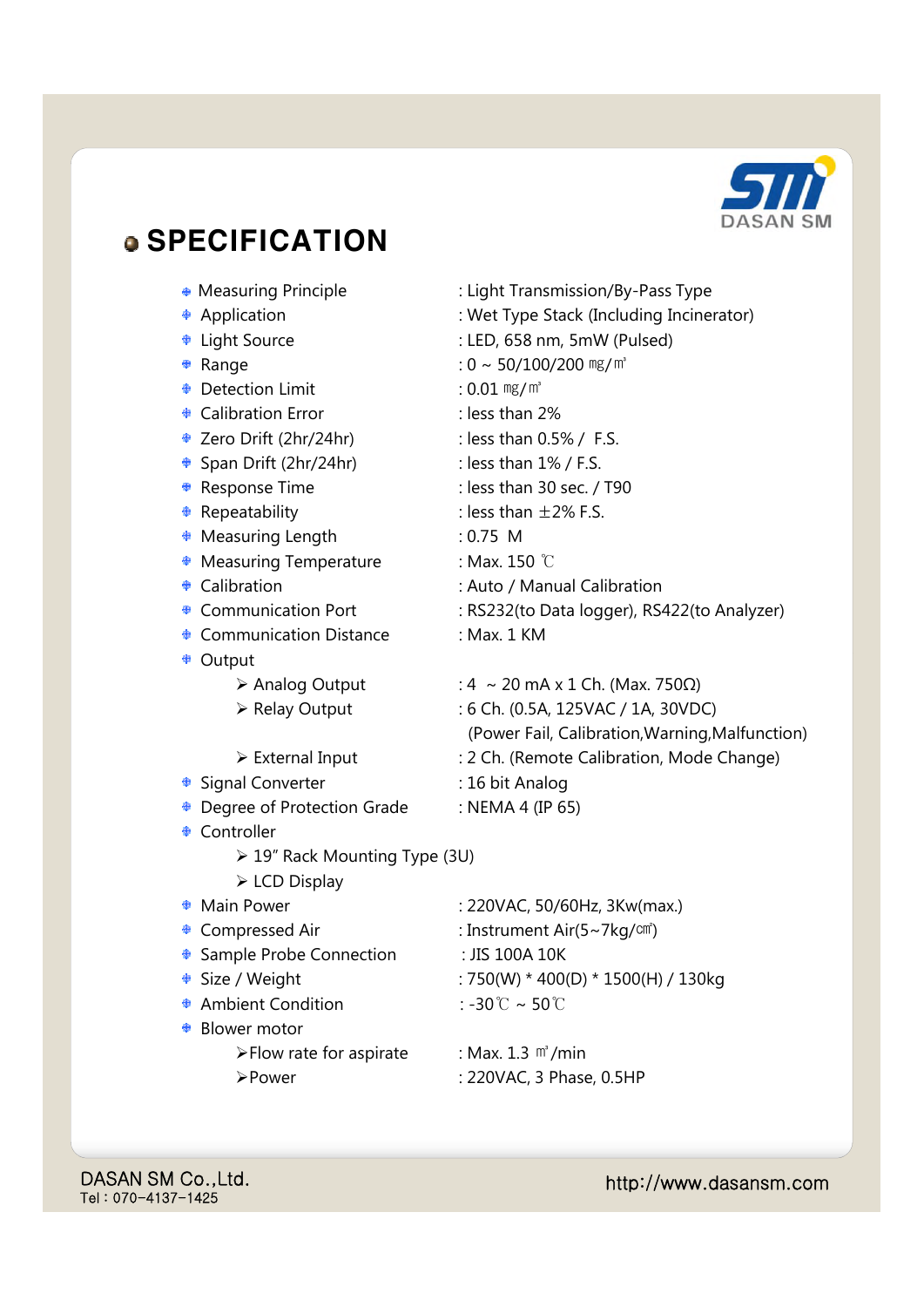DASAN SM

# SPECIFICATION

| | |
|---|---|
| Measuring Principle | : Light Transmission/By-Pass Type |
| Application | : Wet Type Stack (Including Incinerator) |
| Light Source | : LED, 658 nm, 5mW (Pulsed) |
| Range | : 0 ~ 50/100/200 ㎎/㎥ |
| Detection Limit | : 0.01 ㎎/㎥ |
| Calibration Error | : less than 2% |
| Zero Drift (2hr/24hr) | : less than 0.5% / F.S. |
| Span Drift (2hr/24hr) | : less than 1% / F.S. |
| Response Time | : less than 30 sec. / T90 |
| Repeatability | : less than ±2% F.S. |
| Measuring Length | : 0.75 M |
| Measuring Temperature | : Max. 150 ℃ |
| Calibration | : Auto / Manual Calibration |
| Communication Port | : RS232(to Data logger), RS422(to Analyzer) |
| Communication Distance | : Max. 1 KM |
| Output | |
| ➢ Analog Output | : 4 ~ 20 mA x 1 Ch. (Max. 750Ω) |
| ➢ Relay Output | : 6 Ch. (0.5A, 125VAC / 1A, 30VDC) (Power Fail, Calibration,Warning,Malfunction) |
| ➢ External Input | : 2 Ch. (Remote Calibration, Mode Change) |
| Signal Converter | : 16 bit Analog |
| Degree of Protection Grade | : NEMA 4 (IP 65) |
| Controller | |
| ➢ 19" Rack Mounting Type (3U) | |
| ➢ LCD Display | |
| Main Power | : 220VAC, 50/60Hz, 3Kw(max.) |
| Compressed Air | : Instrument Air(5~7kg/㎠) |
| Sample Probe Connection | : JIS 100A 10K |
| Size / Weight | : 750(W) * 400(D) * 1500(H) / 130kg |
| Ambient Condition | : -30℃ ~ 50℃ |
| Blower motor | |
| ➢ Flow rate for aspirate | : Max. 1.3 ㎥/min |
| ➢ Power | : 220VAC, 3 Phase, 0.5HP |

DASAN SM Co.,Ltd.
Tel : 070-4137-1425

http://www.dasansm.com